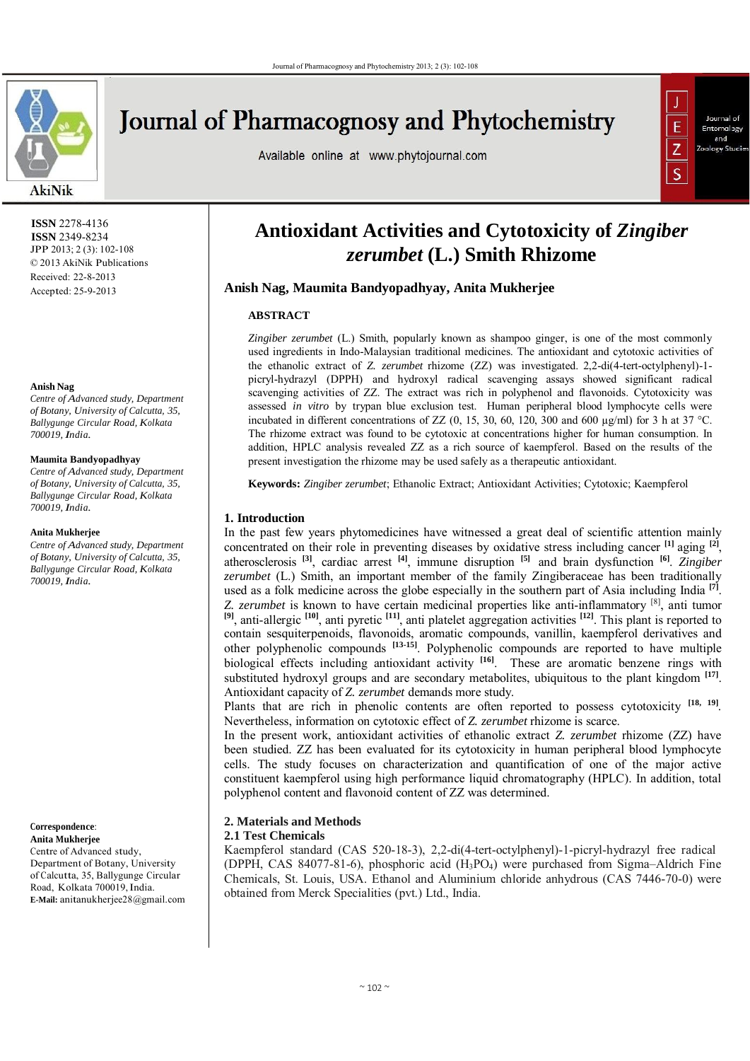ISSN 2278-4136
ISSN 2349-8234
JPP 2013; 2 (3): 102-108
© 2013 AkiNik Publications
Received: 22-8-2013
Accepted: 25-9-2013

**Anish Nag**
*Centre of Advanced study, Department of Botany, University of Calcutta, 35, Ballygunge Circular Road, Kolkata 700019, India.*

**Maumita Bandyopadhyay**
*Centre of Advanced study, Department of Botany, University of Calcutta, 35, Ballygunge Circular Road, Kolkata 700019, India.*

**Anita Mukherjee**
*Centre of Advanced study, Department of Botany, University of Calcutta, 35, Ballygunge Circular Road, Kolkata 700019, India.*

**Correspondence**:
**Anita Mukherjee**
Centre of Advanced study, Department of Botany, University of Calcutta, 35, Ballygunge Circular Road, Kolkata 700019, India.
**E-Mail:** anitanukherjee28@gmail.com

# Antioxidant Activities and Cytotoxicity of *Zingiber zerumbet* (L.) Smith Rhizome

**Anish Nag, Maumita Bandyopadhyay, Anita Mukherjee**

## ABSTRACT

*Zingiber zerumbet* (L.) Smith, popularly known as shampoo ginger, is one of the most commonly used ingredients in Indo-Malaysian traditional medicines. The antioxidant and cytotoxic activities of the ethanolic extract of *Z. zerumbet* rhizome (ZZ) was investigated. 2,2-di(4-tert-octylphenyl)-1-picryl-hydrazyl (DPPH) and hydroxyl radical scavenging assays showed significant radical scavenging activities of ZZ. The extract was rich in polyphenol and flavonoids. Cytotoxicity was assessed *in vitro* by trypan blue exclusion test. Human peripheral blood lymphocyte cells were incubated in different concentrations of ZZ (0, 15, 30, 60, 120, 300 and 600 μg/ml) for 3 h at 37 °C. The rhizome extract was found to be cytotoxic at concentrations higher for human consumption. In addition, HPLC analysis revealed ZZ as a rich source of kaempferol. Based on the results of the present investigation the rhizome may be used safely as a therapeutic antioxidant.

**Keywords:** *Zingiber zerumbet*; Ethanolic Extract; Antioxidant Activities; Cytotoxic; Kaempferol

## 1. Introduction

In the past few years phytomedicines have witnessed a great deal of scientific attention mainly concentrated on their role in preventing diseases by oxidative stress including cancer [1] aging [2], atherosclerosis [3], cardiac arrest [4], immune disruption [5] and brain dysfunction [6]. *Zingiber zerumbet* (L.) Smith, an important member of the family Zingiberaceae has been traditionally used as a folk medicine across the globe especially in the southern part of Asia including India [7]. *Z. zerumbet* is known to have certain medicinal properties like anti-inflammatory [8], anti tumor [9], anti-allergic [10], anti pyretic [11], anti platelet aggregation activities [12]. This plant is reported to contain sesquiterpenoids, flavonoids, aromatic compounds, vanillin, kaempferol derivatives and other polyphenolic compounds [13-15]. Polyphenolic compounds are reported to have multiple biological effects including antioxidant activity [16]. These are aromatic benzene rings with substituted hydroxyl groups and are secondary metabolites, ubiquitous to the plant kingdom [17]. Antioxidant capacity of *Z. zerumbet* demands more study.

Plants that are rich in phenolic contents are often reported to possess cytotoxicity [18, 19]. Nevertheless, information on cytotoxic effect of *Z. zerumbet* rhizome is scarce.

In the present work, antioxidant activities of ethanolic extract *Z. zerumbet* rhizome (ZZ) have been studied. ZZ has been evaluated for its cytotoxicity in human peripheral blood lymphocyte cells. The study focuses on characterization and quantification of one of the major active constituent kaempferol using high performance liquid chromatography (HPLC). In addition, total polyphenol content and flavonoid content of ZZ was determined.

## 2. Materials and Methods

### 2.1 Test Chemicals

Kaempferol standard (CAS 520-18-3), 2,2-di(4-tert-octylphenyl)-1-picryl-hydrazyl free radical (DPPH, CAS 84077-81-6), phosphoric acid ($H_3PO_4$) were purchased from Sigma–Aldrich Fine Chemicals, St. Louis, USA. Ethanol and Aluminium chloride anhydrous (CAS 7446-70-0) were obtained from Merck Specialities (pvt.) Ltd., India.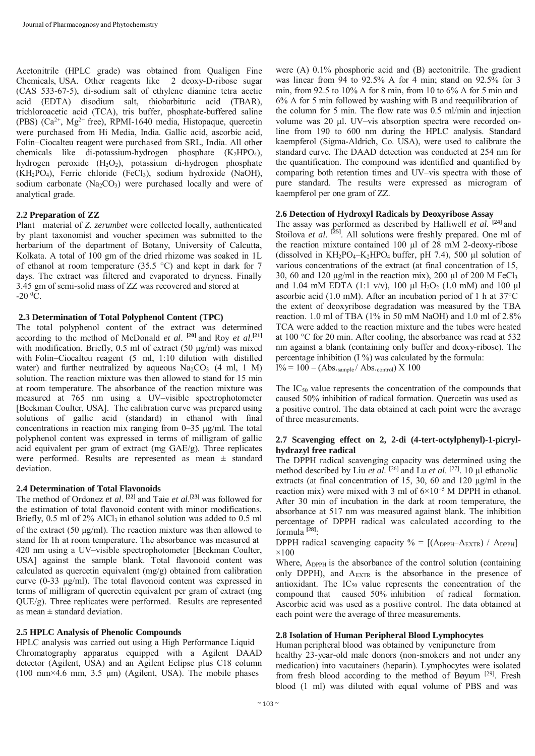Acetonitrile (HPLC grade) was obtained from Qualigen Fine Chemicals, USA. Other reagents like 2 deoxy-D-ribose sugar (CAS 533-67-5), di-sodium salt of ethylene diamine tetra acetic acid (EDTA) disodium salt, thiobarbituric acid (TBAR), trichloroacetic acid (TCA), tris buffer, phosphate-buffered saline (PBS) ($Ca^{2+}$, $Mg^{2+}$ free), RPMI-1640 media, Histopaque, quercetin were purchased from Hi Media, India. Gallic acid, ascorbic acid, Folin–Ciocalteu reagent were purchased from SRL, India. All other chemicals like di-potassium-hydrogen phosphate ($K_2HPO_4$), hydrogen peroxide ($H_2O_2$), potassium di-hydrogen phosphate ($KH_2PO_4$), Ferric chloride ($FeCl_3$), sodium hydroxide (NaOH), sodium carbonate ($Na_2CO_3$) were purchased locally and were of analytical grade.

## 2.2 Preparation of ZZ

Plant material of *Z. zerumbet* were collected locally, authenticated by plant taxonomist and voucher specimen was submitted to the herbarium of the department of Botany, University of Calcutta, Kolkata. A total of 100 gm of the dried rhizome was soaked in 1L of ethanol at room temperature (35.5 °C) and kept in dark for 7 days. The extract was filtered and evaporated to dryness. Finally 3.45 gm of semi-solid mass of ZZ was recovered and stored at -20 $^0$C.

## 2.3 Determination of Total Polyphenol Content (TPC)

The total polyphenol content of the extract was determined according to the method of McDonald *et al*. [20] and Roy *et al*.[21] with modification. Briefly, 0.5 ml of extract (50 µg/ml) was mixed with Folin–Ciocalteu reagent (5 ml, 1:10 dilution with distilled water) and further neutralized by aqueous $Na_2CO_3$ (4 ml, 1 M) solution. The reaction mixture was then allowed to stand for 15 min at room temperature. The absorbance of the reaction mixture was measured at 765 nm using a UV–visible spectrophotometer [Beckman Coulter, USA]. The calibration curve was prepared using solutions of gallic acid (standard) in ethanol with final concentrations in reaction mix ranging from 0–35 µg/ml. The total polyphenol content was expressed in terms of milligram of gallic acid equivalent per gram of extract (mg GAE/g). Three replicates were performed. Results are represented as mean ± standard deviation.

## 2.4 Determination of Total Flavonoids

The method of Ordonez *et al*. [22] and Taie *et al*.[23] was followed for the estimation of total flavonoid content with minor modifications. Briefly, 0.5 ml of 2% $AlCl_3$ in ethanol solution was added to 0.5 ml of the extract (50 µg/ml). The reaction mixture was then allowed to stand for 1h at room temperature. The absorbance was measured at 420 nm using a UV–visible spectrophotometer [Beckman Coulter, USA] against the sample blank. Total flavonoid content was calculated as quercetin equivalent (mg/g) obtained from calibration curve (0-33 µg/ml). The total flavonoid content was expressed in terms of milligram of quercetin equivalent per gram of extract (mg QUE/g). Three replicates were performed. Results are represented as mean ± standard deviation.

## 2.5 HPLC Analysis of Phenolic Compounds

HPLC analysis was carried out using a High Performance Liquid Chromatography apparatus equipped with a Agilent DAAD detector (Agilent, USA) and an Agilent Eclipse plus C18 column (100 mm×4.6 mm, 3.5 µm) (Agilent, USA). The mobile phases were (A) 0.1% phosphoric acid and (B) acetonitrile. The gradient was linear from 94 to 92.5% A for 4 min; stand on 92.5% for 3 min, from 92.5 to 10% A for 8 min, from 10 to 6% A for 5 min and 6% A for 5 min followed by washing with B and reequilibration of the column for 5 min. The flow rate was 0.5 ml/min and injection volume was 20 µl. UV–vis absorption spectra were recorded online from 190 to 600 nm during the HPLC analysis. Standard kaempferol (Sigma-Aldrich, Co. USA), were used to calibrate the standard curve. The DAAD detection was conducted at 254 nm for the quantification. The compound was identified and quantified by comparing both retention times and UV–vis spectra with those of pure standard. The results were expressed as microgram of kaempferol per one gram of ZZ.

## 2.6 Detection of Hydroxyl Radicals by Deoxyribose Assay

The assay was performed as described by Halliwell *et al*. [24] and Stoilova *et al*. [25]. All solutions were freshly prepared. One ml of the reaction mixture contained 100 µl of 28 mM 2-deoxy-ribose (dissolved in $KH_2PO_4$–$K_2HPO_4$ buffer, pH 7.4), 500 µl solution of various concentrations of the extract (at final concentration of 15, 30, 60 and 120 µg/ml in the reaction mix), 200 µl of 200 M $FeCl_3$ and 1.04 mM EDTA (1:1 v/v), 100 µl $H_2O_2$ (1.0 mM) and 100 µl ascorbic acid (1.0 mM). After an incubation period of 1 h at 37°C the extent of deoxyribose degradation was measured by the TBA reaction. 1.0 ml of TBA (1% in 50 mM NaOH) and 1.0 ml of 2.8% TCA were added to the reaction mixture and the tubes were heated at 100 °C for 20 min. After cooling, the absorbance was read at 532 nm against a blank (containing only buffer and deoxy-ribose). The percentage inhibition (I %) was calculated by the formula:

$I\% = 100 - (Abs._{sample} / Abs._{control}) \times 100$

The $IC_{50}$ value represents the concentration of the compounds that caused 50% inhibition of radical formation. Quercetin was used as a positive control. The data obtained at each point were the average of three measurements.

## 2.7 Scavenging effect on 2, 2-di (4-tert-octylphenyl)-1-picryl-hydrazyl free radical

The DPPH radical scavenging capacity was determined using the method described by Liu *et al*. [26] and Lu *et al*. [27]. 10 µl ethanolic extracts (at final concentration of 15, 30, 60 and 120 µg/ml in the reaction mix) were mixed with 3 ml of $6\times10^{-5}$ M DPPH in ethanol. After 30 min of incubation in the dark at room temperature, the absorbance at 517 nm was measured against blank. The inhibition percentage of DPPH radical was calculated according to the formula [28]:

DPPH radical scavenging capacity % = $[(A_{DPPH}-A_{EXTR}) / A_{DPPH}] \times 100$

Where, $A_{DPPH}$ is the absorbance of the control solution (containing only DPPH), and $A_{EXTR}$ is the absorbance in the presence of antioxidant. The $IC_{50}$ value represents the concentration of the compound that caused 50% inhibition of radical formation. Ascorbic acid was used as a positive control. The data obtained at each point were the average of three measurements.

## 2.8 Isolation of Human Peripheral Blood Lymphocytes

Human peripheral blood was obtained by venipuncture from healthy 23-year-old male donors (non-smokers and not under any medication) into vacutainers (heparin). Lymphocytes were isolated from fresh blood according to the method of Bøyum [29]. Fresh blood (1 ml) was diluted with equal volume of PBS and was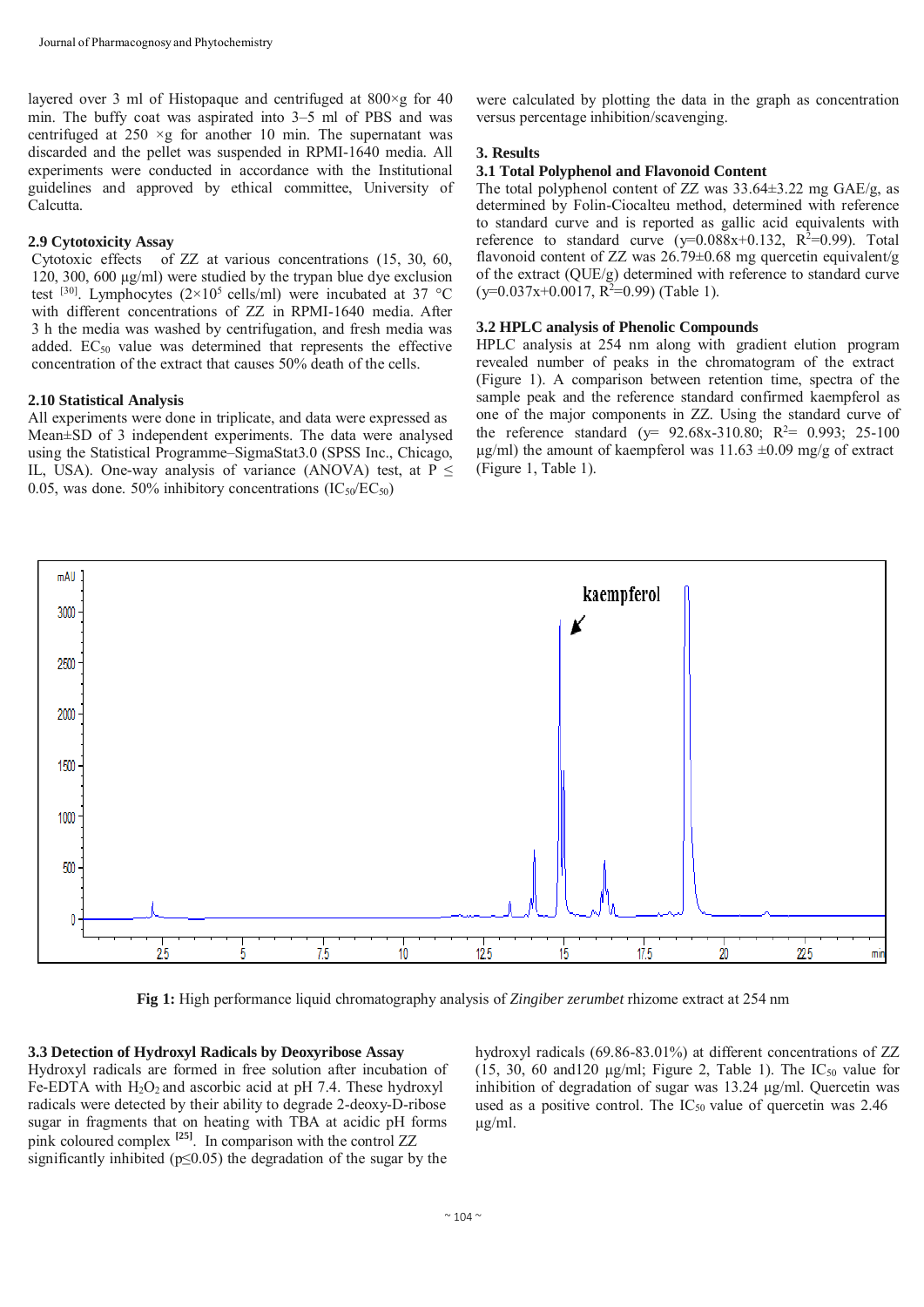layered over 3 ml of Histopaque and centrifuged at 800×g for 40 min. The buffy coat was aspirated into 3–5 ml of PBS and was centrifuged at 250 ×g for another 10 min. The supernatant was discarded and the pellet was suspended in RPMI-1640 media. All experiments were conducted in accordance with the Institutional guidelines and approved by ethical committee, University of Calcutta.

### 2.9 Cytotoxicity Assay

Cytotoxic effects of ZZ at various concentrations (15, 30, 60, 120, 300, 600 µg/ml) were studied by the trypan blue dye exclusion test [30]. Lymphocytes ($2 \times 10^5$ cells/ml) were incubated at 37 °C with different concentrations of ZZ in RPMI-1640 media. After 3 h the media was washed by centrifugation, and fresh media was added. $EC_{50}$ value was determined that represents the effective concentration of the extract that causes 50% death of the cells.

### 2.10 Statistical Analysis

All experiments were done in triplicate, and data were expressed as Mean±SD of 3 independent experiments. The data were analysed using the Statistical Programme–SigmaStat3.0 (SPSS Inc., Chicago, IL, USA). One-way analysis of variance (ANOVA) test, at $P \leq 0.05$, was done. 50% inhibitory concentrations ($IC_{50}$/$EC_{50}$) were calculated by plotting the data in the graph as concentration versus percentage inhibition/scavenging.

## 3. Results

### 3.1 Total Polyphenol and Flavonoid Content

The total polyphenol content of ZZ was 33.64±3.22 mg GAE/g, as determined by Folin-Ciocalteu method, determined with reference to standard curve and is reported as gallic acid equivalents with reference to standard curve ($y=0.088x+0.132$, $R^2=0.99$). Total flavonoid content of ZZ was 26.79±0.68 mg quercetin equivalent/g of the extract (QUE/g) determined with reference to standard curve ($y=0.037x+0.0017$, $R^2=0.99$) (Table 1).

### 3.2 HPLC analysis of Phenolic Compounds

HPLC analysis at 254 nm along with gradient elution program revealed number of peaks in the chromatogram of the extract (Figure 1). A comparison between retention time, spectra of the sample peak and the reference standard confirmed kaempferol as one of the major components in ZZ. Using the standard curve of the reference standard ($y= 92.68x-310.80$; $R^2= 0.993$; 25-100 µg/ml) the amount of kaempferol was 11.63 ±0.09 mg/g of extract (Figure 1, Table 1).

**Fig 1:** High performance liquid chromatography analysis of *Zingiber zerumbet* rhizome extract at 254 nm

### 3.3 Detection of Hydroxyl Radicals by Deoxyribose Assay

Hydroxyl radicals are formed in free solution after incubation of Fe-EDTA with $H_2O_2$ and ascorbic acid at pH 7.4. These hydroxyl radicals were detected by their ability to degrade 2-deoxy-D-ribose sugar in fragments that on heating with TBA at acidic pH forms pink coloured complex [25]. In comparison with the control ZZ significantly inhibited ($p \leq 0.05$) the degradation of the sugar by the hydroxyl radicals (69.86-83.01%) at different concentrations of ZZ (15, 30, 60 and120 µg/ml; Figure 2, Table 1). The $IC_{50}$ value for inhibition of degradation of sugar was 13.24 µg/ml. Quercetin was used as a positive control. The $IC_{50}$ value of quercetin was 2.46 µg/ml.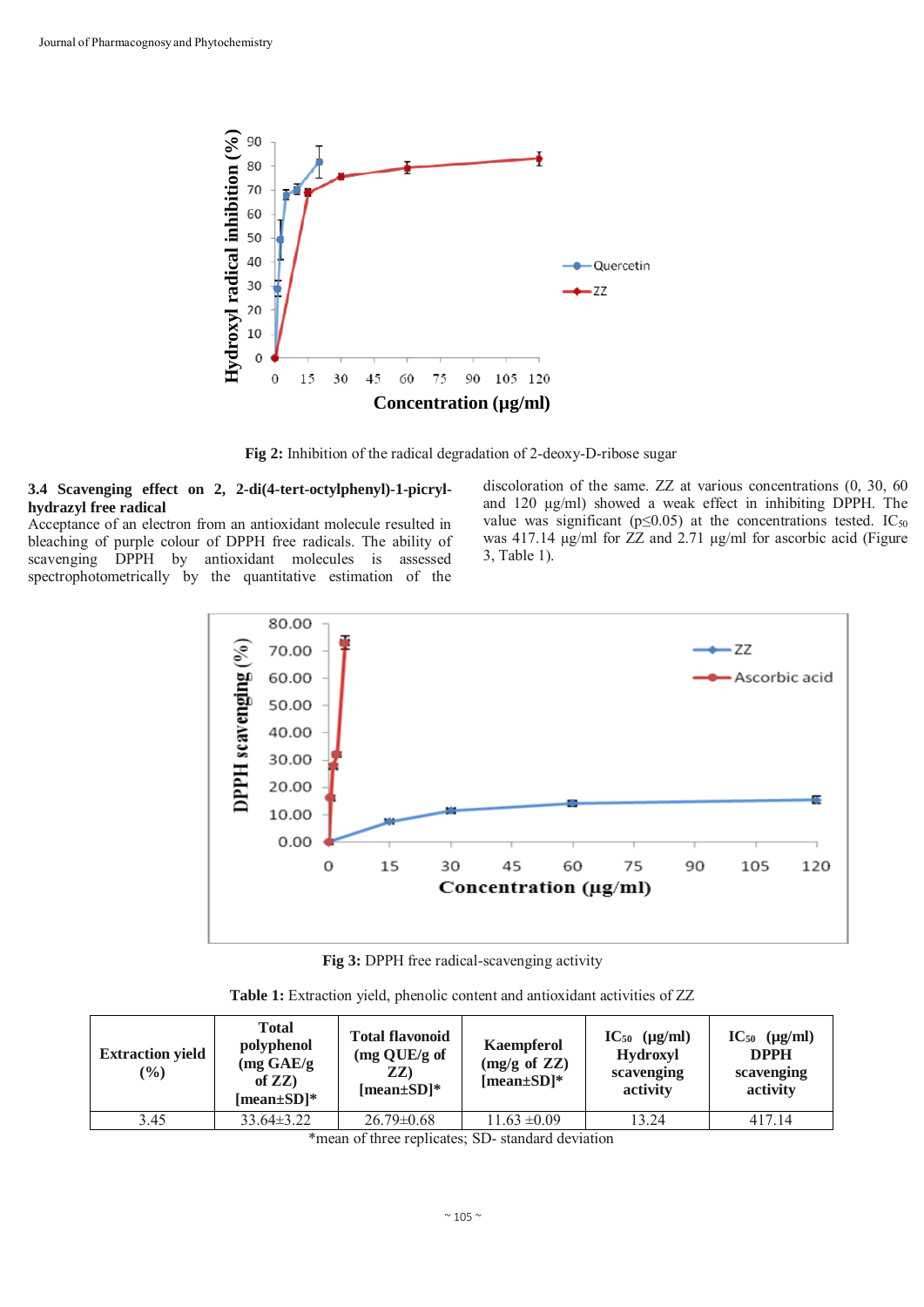Fig 2: Inhibition of the radical degradation of 2-deoxy-D-ribose sugar

### 3.4 Scavenging effect on 2, 2-di(4-tert-octylphenyl)-1-picryl-hydrazyl free radical

Acceptance of an electron from an antioxidant molecule resulted in bleaching of purple colour of DPPH free radicals. The ability of scavenging DPPH by antioxidant molecules is assessed spectrophotometrically by the quantitative estimation of the discoloration of the same. ZZ at various concentrations (0, 30, 60 and 120 µg/ml) showed a weak effect in inhibiting DPPH. The value was significant ($p \leq 0.05$) at the concentrations tested. $IC_{50}$ was 417.14 µg/ml for ZZ and 2.71 µg/ml for ascorbic acid (Figure 3, Table 1).

Fig 3: DPPH free radical-scavenging activity

Table 1: Extraction yield, phenolic content and antioxidant activities of ZZ

| Extraction yield (%) | Total polyphenol (mg GAE/g of ZZ) [mean±SD]* | Total flavonoid (mg QUE/g of ZZ) [mean±SD]* | Kaempferol (mg/g of ZZ) [mean±SD]* | $IC_{50}$ (µg/ml) Hydroxyl scavenging activity | $IC_{50}$ (µg/ml) DPPH scavenging activity |
|---|---|---|---|---|---|
| 3.45 | 33.64±3.22 | 26.79±0.68 | 11.63 ±0.09 | 13.24 | 417.14 |

*mean of three replicates; SD- standard deviation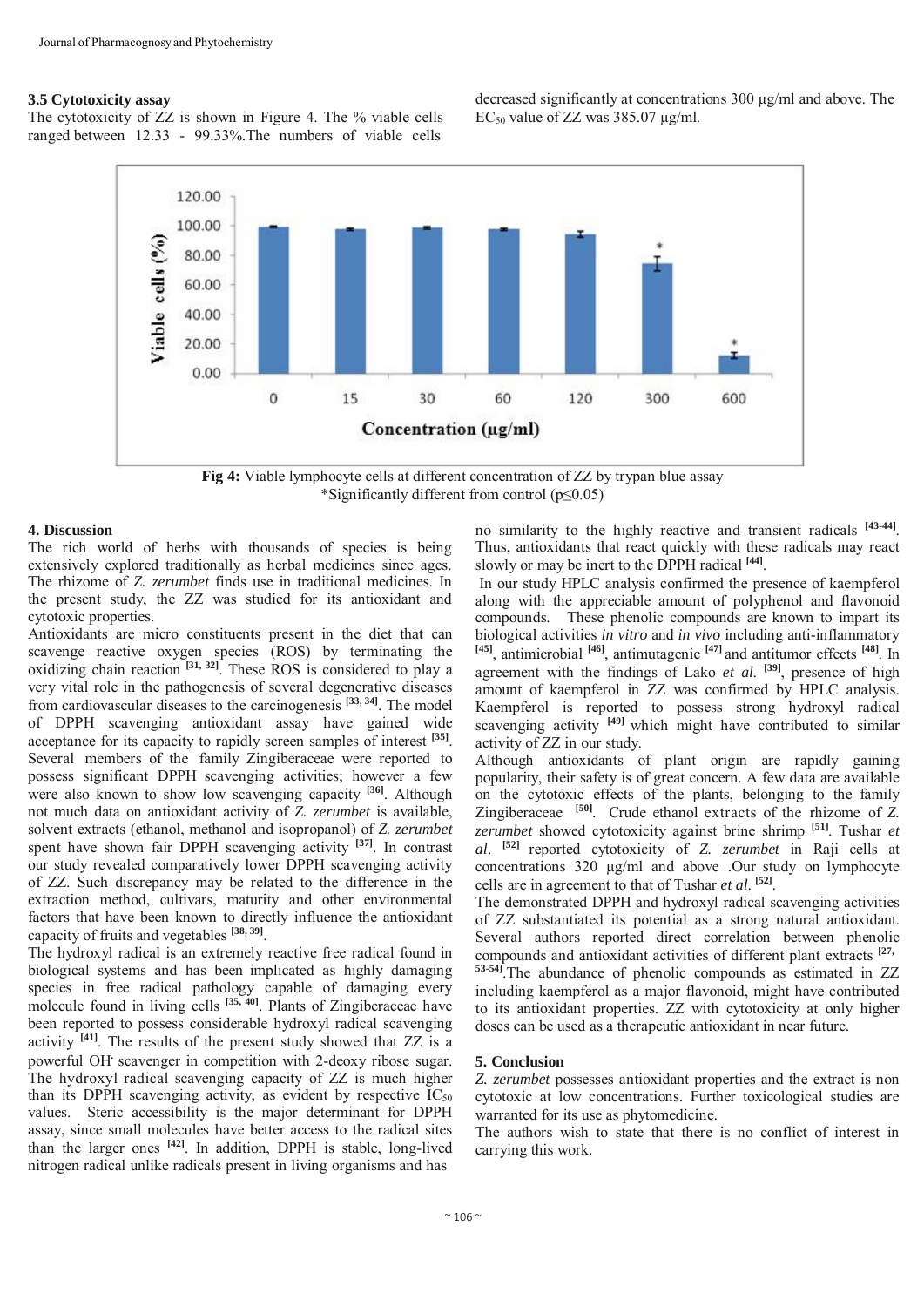### 3.5 Cytotoxicity assay

The cytotoxicity of ZZ is shown in Figure 4. The % viable cells ranged between 12.33 - 99.33%. The numbers of viable cells decreased significantly at concentrations 300 µg/ml and above. The $EC_{50}$ value of ZZ was 385.07 µg/ml.

**Fig 4:** Viable lymphocyte cells at different concentration of ZZ by trypan blue assay
*Significantly different from control (p≤0.05)

## 4. Discussion

The rich world of herbs with thousands of species is being extensively explored traditionally as herbal medicines since ages. The rhizome of *Z. zerumbet* finds use in traditional medicines. In the present study, the ZZ was studied for its antioxidant and cytotoxic properties.

Antioxidants are micro constituents present in the diet that can scavenge reactive oxygen species (ROS) by terminating the oxidizing chain reaction [31, 32]. These ROS is considered to play a very vital role in the pathogenesis of several degenerative diseases from cardiovascular diseases to the carcinogenesis [33, 34]. The model of DPPH scavenging antioxidant assay have gained wide acceptance for its capacity to rapidly screen samples of interest [35]. Several members of the family Zingiberaceae were reported to possess significant DPPH scavenging activities; however a few were also known to show low scavenging capacity [36]. Although not much data on antioxidant activity of *Z. zerumbet* is available, solvent extracts (ethanol, methanol and isopropanol) of *Z. zerumbet* spent have shown fair DPPH scavenging activity [37]. In contrast our study revealed comparatively lower DPPH scavenging activity of ZZ. Such discrepancy may be related to the difference in the extraction method, cultivars, maturity and other environmental factors that have been known to directly influence the antioxidant capacity of fruits and vegetables [38, 39].

The hydroxyl radical is an extremely reactive free radical found in biological systems and has been implicated as highly damaging species in free radical pathology capable of damaging every molecule found in living cells [35, 40]. Plants of Zingiberaceae have been reported to possess considerable hydroxyl radical scavenging activity [41]. The results of the present study showed that ZZ is a powerful $OH^{\cdot}$ scavenger in competition with 2-deoxy ribose sugar. The hydroxyl radical scavenging capacity of ZZ is much higher than its DPPH scavenging activity, as evident by respective $IC_{50}$ values. Steric accessibility is the major determinant for DPPH assay, since small molecules have better access to the radical sites than the larger ones [42]. In addition, DPPH is stable, long-lived nitrogen radical unlike radicals present in living organisms and has no similarity to the highly reactive and transient radicals [43-44]. Thus, antioxidants that react quickly with these radicals may react slowly or may be inert to the DPPH radical [44].

In our study HPLC analysis confirmed the presence of kaempferol along with the appreciable amount of polyphenol and flavonoid compounds. These phenolic compounds are known to impart its biological activities *in vitro* and *in vivo* including anti-inflammatory [45], antimicrobial [46], antimutagenic [47] and antitumor effects [48]. In agreement with the findings of Lako *et al.* [39], presence of high amount of kaempferol in ZZ was confirmed by HPLC analysis. Kaempferol is reported to possess strong hydroxyl radical scavenging activity [49] which might have contributed to similar activity of ZZ in our study.

Although antioxidants of plant origin are rapidly gaining popularity, their safety is of great concern. A few data are available on the cytotoxic effects of the plants, belonging to the family Zingiberaceae [50]. Crude ethanol extracts of the rhizome of *Z. zerumbet* showed cytotoxicity against brine shrimp [51]. Tushar *et al.* [52] reported cytotoxicity of *Z. zerumbet* in Raji cells at concentrations 320 µg/ml and above .Our study on lymphocyte cells are in agreement to that of Tushar *et al.* [52].

The demonstrated DPPH and hydroxyl radical scavenging activities of ZZ substantiated its potential as a strong natural antioxidant. Several authors reported direct correlation between phenolic compounds and antioxidant activities of different plant extracts [27, 53-54]. The abundance of phenolic compounds as estimated in ZZ including kaempferol as a major flavonoid, might have contributed to its antioxidant properties. ZZ with cytotoxicity at only higher doses can be used as a therapeutic antioxidant in near future.

## 5. Conclusion

*Z. zerumbet* possesses antioxidant properties and the extract is non cytotoxic at low concentrations. Further toxicological studies are warranted for its use as phytomedicine.

The authors wish to state that there is no conflict of interest in carrying this work.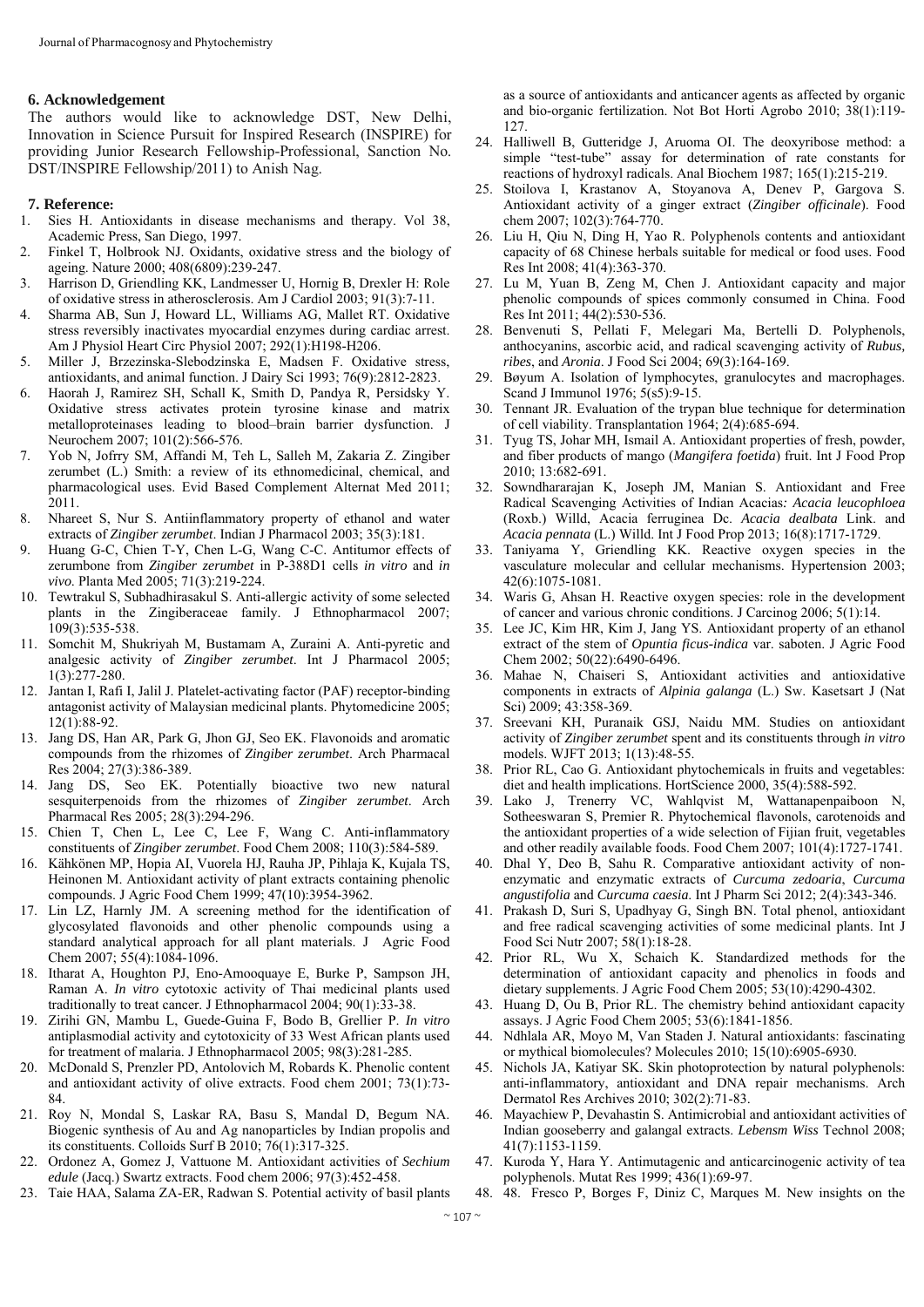## 6. Acknowledgement

The authors would like to acknowledge DST, New Delhi, Innovation in Science Pursuit for Inspired Research (INSPIRE) for providing Junior Research Fellowship-Professional, Sanction No. DST/INSPIRE Fellowship/2011) to Anish Nag.

## 7. Reference:

1. Sies H. Antioxidants in disease mechanisms and therapy. Vol 38, Academic Press, San Diego, 1997.
2. Finkel T, Holbrook NJ. Oxidants, oxidative stress and the biology of ageing. Nature 2000; 408(6809):239-247.
3. Harrison D, Griendling KK, Landmesser U, Hornig B, Drexler H: Role of oxidative stress in atherosclerosis. Am J Cardiol 2003; 91(3):7-11.
4. Sharma AB, Sun J, Howard LL, Williams AG, Mallet RT. Oxidative stress reversibly inactivates myocardial enzymes during cardiac arrest. Am J Physiol Heart Circ Physiol 2007; 292(1):H198-H206.
5. Miller J, Brzezinska-Slebodzinska E, Madsen F. Oxidative stress, antioxidants, and animal function. J Dairy Sci 1993; 76(9):2812-2823.
6. Haorah J, Ramirez SH, Schall K, Smith D, Pandya R, Persidsky Y. Oxidative stress activates protein tyrosine kinase and matrix metalloproteinases leading to blood–brain barrier dysfunction. J Neurochem 2007; 101(2):566-576.
7. Yob N, Jofrry SM, Affandi M, Teh L, Salleh M, Zakaria Z. Zingiber zerumbet (L.) Smith: a review of its ethnomedicinal, chemical, and pharmacological uses. Evid Based Complement Alternat Med 2011; 2011.
8. Nhareet S, Nur S. Antiinflammatory property of ethanol and water extracts of *Zingiber zerumbet*. Indian J Pharmacol 2003; 35(3):181.
9. Huang G-C, Chien T-Y, Chen L-G, Wang C-C. Antitumor effects of zerumbone from *Zingiber zerumbet* in P-388D1 cells *in vitro* and *in vivo*. Planta Med 2005; 71(3):219-224.
10. Tewtrakul S, Subhadhirasakul S. Anti-allergic activity of some selected plants in the Zingiberaceae family. J Ethnopharmacol 2007; 109(3):535-538.
11. Somchit M, Shukriyah M, Bustamam A, Zuraini A. Anti-pyretic and analgesic activity of *Zingiber zerumbet*. Int J Pharmacol 2005; 1(3):277-280.
12. Jantan I, Rafi I, Jalil J. Platelet-activating factor (PAF) receptor-binding antagonist activity of Malaysian medicinal plants. Phytomedicine 2005; 12(1):88-92.
13. Jang DS, Han AR, Park G, Jhon GJ, Seo EK. Flavonoids and aromatic compounds from the rhizomes of *Zingiber zerumbet*. Arch Pharmacal Res 2004; 27(3):386-389.
14. Jang DS, Seo EK. Potentially bioactive two new natural sesquiterpenoids from the rhizomes of *Zingiber zerumbet*. Arch Pharmacal Res 2005; 28(3):294-296.
15. Chien T, Chen L, Lee C, Lee F, Wang C. Anti-inflammatory constituents of *Zingiber zerumbet*. Food Chem 2008; 110(3):584-589.
16. Kähkönen MP, Hopia AI, Vuorela HJ, Rauha JP, Pihlaja K, Kujala TS, Heinonen M. Antioxidant activity of plant extracts containing phenolic compounds. J Agric Food Chem 1999; 47(10):3954-3962.
17. Lin LZ, Harnly JM. A screening method for the identification of glycosylated flavonoids and other phenolic compounds using a standard analytical approach for all plant materials. J Agric Food Chem 2007; 55(4):1084-1096.
18. Itharat A, Houghton PJ, Eno-Amooquaye E, Burke P, Sampson JH, Raman A. *In vitro* cytotoxic activity of Thai medicinal plants used traditionally to treat cancer. J Ethnopharmacol 2004; 90(1):33-38.
19. Zirihi GN, Mambu L, Guede-Guina F, Bodo B, Grellier P. *In vitro* antiplasmodial activity and cytotoxicity of 33 West African plants used for treatment of malaria. J Ethnopharmacol 2005; 98(3):281-285.
20. McDonald S, Prenzler PD, Antolovich M, Robards K. Phenolic content and antioxidant activity of olive extracts. Food chem 2001; 73(1):73-84.
21. Roy N, Mondal S, Laskar RA, Basu S, Mandal D, Begum NA. Biogenic synthesis of Au and Ag nanoparticles by Indian propolis and its constituents. Colloids Surf B 2010; 76(1):317-325.
22. Ordonez A, Gomez J, Vattuone M. Antioxidant activities of *Sechium edule* (Jacq.) Swartz extracts. Food chem 2006; 97(3):452-458.
23. Taie HAA, Salama ZA-ER, Radwan S. Potential activity of basil plants as a source of antioxidants and anticancer agents as affected by organic and bio-organic fertilization. Not Bot Horti Agrobo 2010; 38(1):119-127.
24. Halliwell B, Gutteridge J, Aruoma OI. The deoxyribose method: a simple "test-tube" assay for determination of rate constants for reactions of hydroxyl radicals. Anal Biochem 1987; 165(1):215-219.
25. Stoilova I, Krastanov A, Stoyanova A, Denev P, Gargova S. Antioxidant activity of a ginger extract (*Zingiber officinale*). Food chem 2007; 102(3):764-770.
26. Liu H, Qiu N, Ding H, Yao R. Polyphenols contents and antioxidant capacity of 68 Chinese herbals suitable for medical or food uses. Food Res Int 2008; 41(4):363-370.
27. Lu M, Yuan B, Zeng M, Chen J. Antioxidant capacity and major phenolic compounds of spices commonly consumed in China. Food Res Int 2011; 44(2):530-536.
28. Benvenuti S, Pellati F, Melegari Ma, Bertelli D. Polyphenols, anthocyanins, ascorbic acid, and radical scavenging activity of *Rubus*, *ribes*, and *Aronia*. J Food Sci 2004; 69(3):164-169.
29. Bøyum A. Isolation of lymphocytes, granulocytes and macrophages. Scand J Immunol 1976; 5(s5):9-15.
30. Tennant JR. Evaluation of the trypan blue technique for determination of cell viability. Transplantation 1964; 2(4):685-694.
31. Tyug TS, Johar MH, Ismail A. Antioxidant properties of fresh, powder, and fiber products of mango (*Mangifera foetida*) fruit. Int J Food Prop 2010; 13:682-691.
32. Sowndhararajan K, Joseph JM, Manian S. Antioxidant and Free Radical Scavenging Activities of Indian Acacias*: Acacia leucophloea* (Roxb.) Willd, Acacia ferruginea Dc. *Acacia dealbata* Link. and *Acacia pennata* (L.) Willd. Int J Food Prop 2013; 16(8):1717-1729.
33. Taniyama Y, Griendling KK. Reactive oxygen species in the vasculature molecular and cellular mechanisms. Hypertension 2003; 42(6):1075-1081.
34. Waris G, Ahsan H. Reactive oxygen species: role in the development of cancer and various chronic conditions. J Carcinog 2006; 5(1):14.
35. Lee JC, Kim HR, Kim J, Jang YS. Antioxidant property of an ethanol extract of the stem of *Opuntia ficus-indica* var. saboten. J Agric Food Chem 2002; 50(22):6490-6496.
36. Mahae N, Chaiseri S, Antioxidant activities and antioxidative components in extracts of *Alpinia galanga* (L.) Sw. Kasetsart J (Nat Sci) 2009; 43:358-369.
37. Sreevani KH, Puranaik GSJ, Naidu MM. Studies on antioxidant activity of *Zingiber zerumbet* spent and its constituents through *in vitro* models. WJFT 2013; 1(13):48-55.
38. Prior RL, Cao G. Antioxidant phytochemicals in fruits and vegetables: diet and health implications. HortScience 2000, 35(4):588-592.
39. Lako J, Trenerry VC, Wahlqvist M, Wattanapenpaiboon N, Sotheeswaran S, Premier R. Phytochemical flavonols, carotenoids and the antioxidant properties of a wide selection of Fijian fruit, vegetables and other readily available foods. Food Chem 2007; 101(4):1727-1741.
40. Dhal Y, Deo B, Sahu R. Comparative antioxidant activity of non-enzymatic and enzymatic extracts of *Curcuma zedoaria*, *Curcuma angustifolia* and *Curcuma caesia*. Int J Pharm Sci 2012; 2(4):343-346.
41. Prakash D, Suri S, Upadhyay G, Singh BN. Total phenol, antioxidant and free radical scavenging activities of some medicinal plants. Int J Food Sci Nutr 2007; 58(1):18-28.
42. Prior RL, Wu X, Schaich K. Standardized methods for the determination of antioxidant capacity and phenolics in foods and dietary supplements. J Agric Food Chem 2005; 53(10):4290-4302.
43. Huang D, Ou B, Prior RL. The chemistry behind antioxidant capacity assays. J Agric Food Chem 2005; 53(6):1841-1856.
44. Ndhlala AR, Moyo M, Van Staden J. Natural antioxidants: fascinating or mythical biomolecules? Molecules 2010; 15(10):6905-6930.
45. Nichols JA, Katiyar SK. Skin photoprotection by natural polyphenols: anti-inflammatory, antioxidant and DNA repair mechanisms. Arch Dermatol Res Archives 2010; 302(2):71-83.
46. Mayachiew P, Devahastin S. Antimicrobial and antioxidant activities of Indian gooseberry and galangal extracts. *Lebensm Wiss* Technol 2008; 41(7):1153-1159.
47. Kuroda Y, Hara Y. Antimutagenic and anticarcinogenic activity of tea polyphenols. Mutat Res 1999; 436(1):69-97.
48. 48. Fresco P, Borges F, Diniz C, Marques M. New insights on the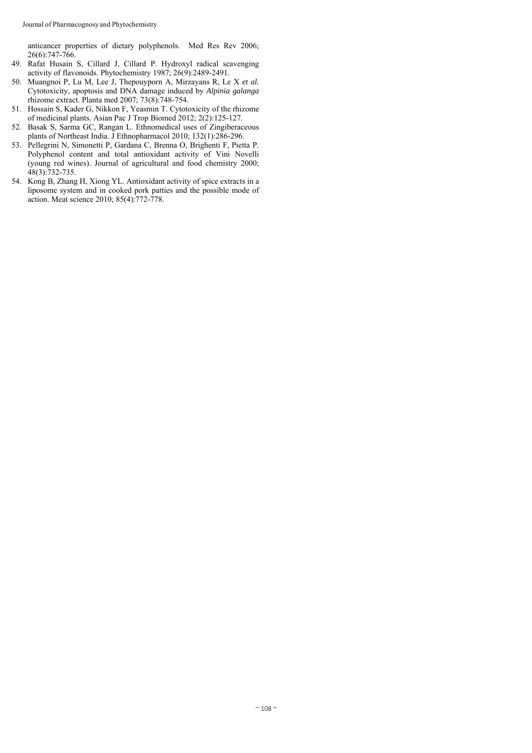anticancer properties of dietary polyphenols. Med Res Rev 2006; 26(6):747-766.

49. Rafat Husain S, Cillard J, Cillard P. Hydroxyl radical scavenging activity of flavonoids. Phytochemistry 1987; 26(9):2489-2491.
50. Muangnoi P, Lu M, Lee J, Thepouyporn A, Mirzayans R, Le X *et al.* Cytotoxicity, apoptosis and DNA damage induced by *Alpinia galanga* rhizome extract. Planta med 2007; 73(8):748-754.
51. Hossain S, Kader G, Nikkon F, Yeasmin T. Cytotoxicity of the rhizome of medicinal plants. Asian Pac J Trop Biomed 2012; 2(2):125-127.
52. Basak S, Sarma GC, Rangan L. Ethnomedical uses of Zingiberaceous plants of Northeast India. J Ethnopharmacol 2010; 132(1):286-296.
53. Pellegrini N, Simonetti P, Gardana C, Brenna O, Brighenti F, Pietta P. Polyphenol content and total antioxidant activity of Vini Novelli (young red wines). Journal of agricultural and food chemistry 2000; 48(3):732-735.
54. Kong B, Zhang H, Xiong YL. Antioxidant activity of spice extracts in a liposome system and in cooked pork patties and the possible mode of action. Meat science 2010; 85(4):772-778.